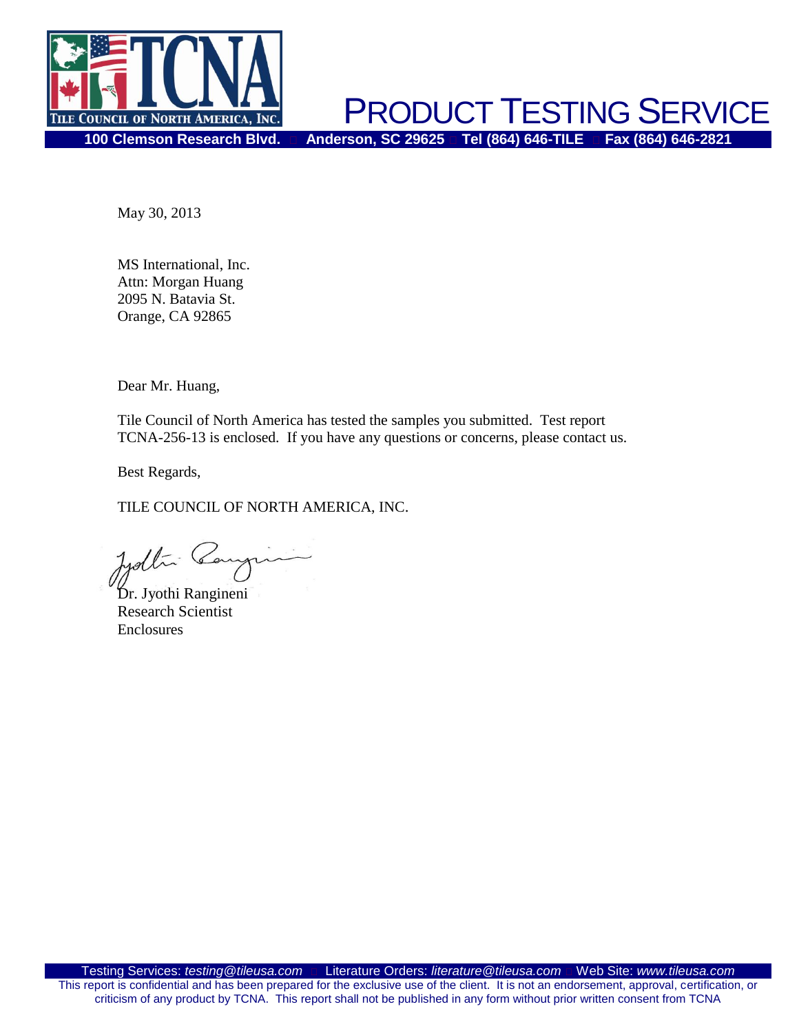# PRODUCT TESTING SERVICE

100 Clemson Research Blvd. Anderson, SC 29625 Tel (864) 646-TILE Fax (864) 646-2821

May 30, 2013

MS International, Inc.
Attn: Morgan Huang
2095 N. Batavia St.
Orange, CA 92865

Dear Mr. Huang,

Tile Council of North America has tested the samples you submitted. Test report TCNA-256-13 is enclosed. If you have any questions or concerns, please contact us.

Best Regards,

TILE COUNCIL OF NORTH AMERICA, INC.

Dr. Jyothi Rangineni
Research Scientist
Enclosures

Testing Services: *testing@tileusa.com* Literature Orders: *literature@tileusa.com* Web Site: *www.tileusa.com*

This report is confidential and has been prepared for the exclusive use of the client. It is not an endorsement, approval, certification, or criticism of any product by TCNA. This report shall not be published in any form without prior written consent from TCNA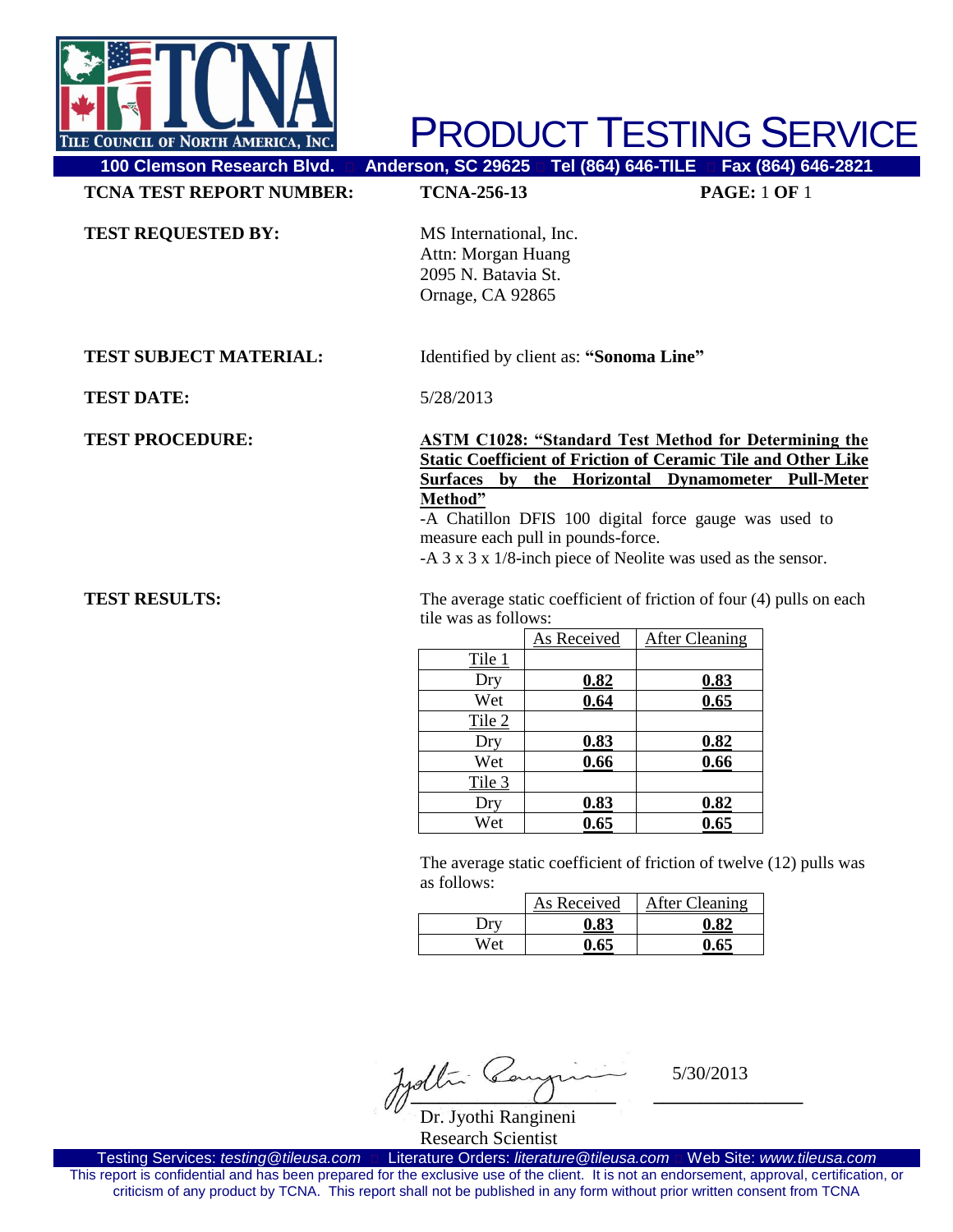# PRODUCT TESTING SERVICE

100 Clemson Research Blvd. Anderson, SC 29625 Tel (864) 646-TILE Fax (864) 646-2821

**TCNA TEST REPORT NUMBER:** **TCNA-256-13** **PAGE:** 1 **OF** 1

**TEST REQUESTED BY:**

MS International, Inc.
Attn: Morgan Huang
2095 N. Batavia St.
Ornage, CA 92865

**TEST SUBJECT MATERIAL:** Identified by client as: **"Sonoma Line"**

**TEST DATE:** 5/28/2013

**TEST PROCEDURE:**

**ASTM C1028: "Standard Test Method for Determining the Static Coefficient of Friction of Ceramic Tile and Other Like Surfaces by the Horizontal Dynamometer Pull-Meter Method"**

-A Chatillon DFIS 100 digital force gauge was used to measure each pull in pounds-force.

-A 3 x 3 x 1/8-inch piece of Neolite was used as the sensor.

**TEST RESULTS:**

The average static coefficient of friction of four (4) pulls on each tile was as follows:

| | As Received | After Cleaning |
|---|---|---|
| Tile 1 | | |
| Dry | **0.82** | **0.83** |
| Wet | **0.64** | **0.65** |
| Tile 2 | | |
| Dry | **0.83** | **0.82** |
| Wet | **0.66** | **0.66** |
| Tile 3 | | |
| Dry | **0.83** | **0.82** |
| Wet | **0.65** | **0.65** |

The average static coefficient of friction of twelve (12) pulls was as follows:

| | As Received | After Cleaning |
|---|---|---|
| Dry | **0.83** | **0.82** |
| Wet | **0.65** | **0.65** |

5/30/2013

Dr. Jyothi Rangineni
Research Scientist

Testing Services: *testing@tileusa.com* Literature Orders: *literature@tileusa.com* Web Site: *www.tileusa.com*

This report is confidential and has been prepared for the exclusive use of the client. It is not an endorsement, approval, certification, or criticism of any product by TCNA. This report shall not be published in any form without prior written consent from TCNA